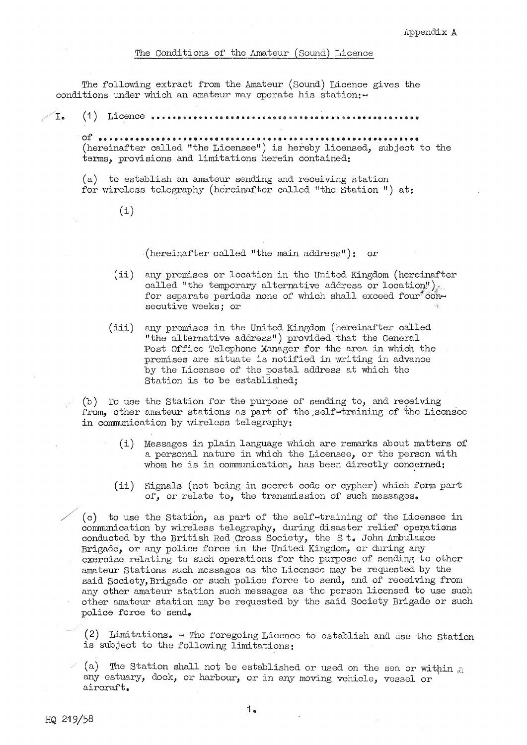Appendix A

## The Conditions of the Amateur (Sound) Licence

The following extract from the Amateur (Sound) Licence gives the conditions under which an amateur may operate his station:-

I. (1) Licence ..................................................

of ..............................................................
(hereinafter called "the Licensee") is hereby licensed, subject to the terms, provisions and limitations herein contained:

(a) to establish an amateur sending and receiving station for wireless telegraphy (hereinafter called "the Station ") at:

(i)

(hereinafter called "the main address"): or

(ii) any premises or location in the United Kingdom (hereinafter called "the temporary alternative address or location") for separate periods none of which shall exceed four consecutive weeks; or

(iii) any premises in the United Kingdom (hereinafter called "the alternative address") provided that the General Post Office Telephone Manager for the area in which the premises are situate is notified in writing in advance by the Licensee of the postal address at which the Station is to be established;

(b) To use the Station for the purpose of sending to, and receiving from, other amateur stations as part of the self-training of the Licensee in communication by wireless telegraphy:

(i) Messages in plain language which are remarks about matters of a personal nature in which the Licensee, or the person with whom he is in communication, has been directly concerned;

(ii) Signals (not being in secret code or cypher) which form part of, or relate to, the transmission of such messages.

(c) to use the Station, as part of the self-training of the Licensee in communication by wireless telegraphy, during disaster relief operations conducted by the British Red Cross Society, the St. John Ambulance Brigade, or any police force in the United Kingdom, or during any exercise relating to such operations for the purpose of sending to other amateur Stations such messages as the Licensee may be requested by the said Society, Brigade or such police force to send, and of receiving from any other amateur station such messages as the person licensed to use such other amateur station may be requested by the said Society Brigade or such police force to send.

(2) Limitations. - The foregoing Licence to establish and use the Station is subject to the following limitations:

(a) The Station shall not be established or used on the sea or within any estuary, dock, or harbour, or in any moving vehicle, vessel or aircraft.

HQ 219/58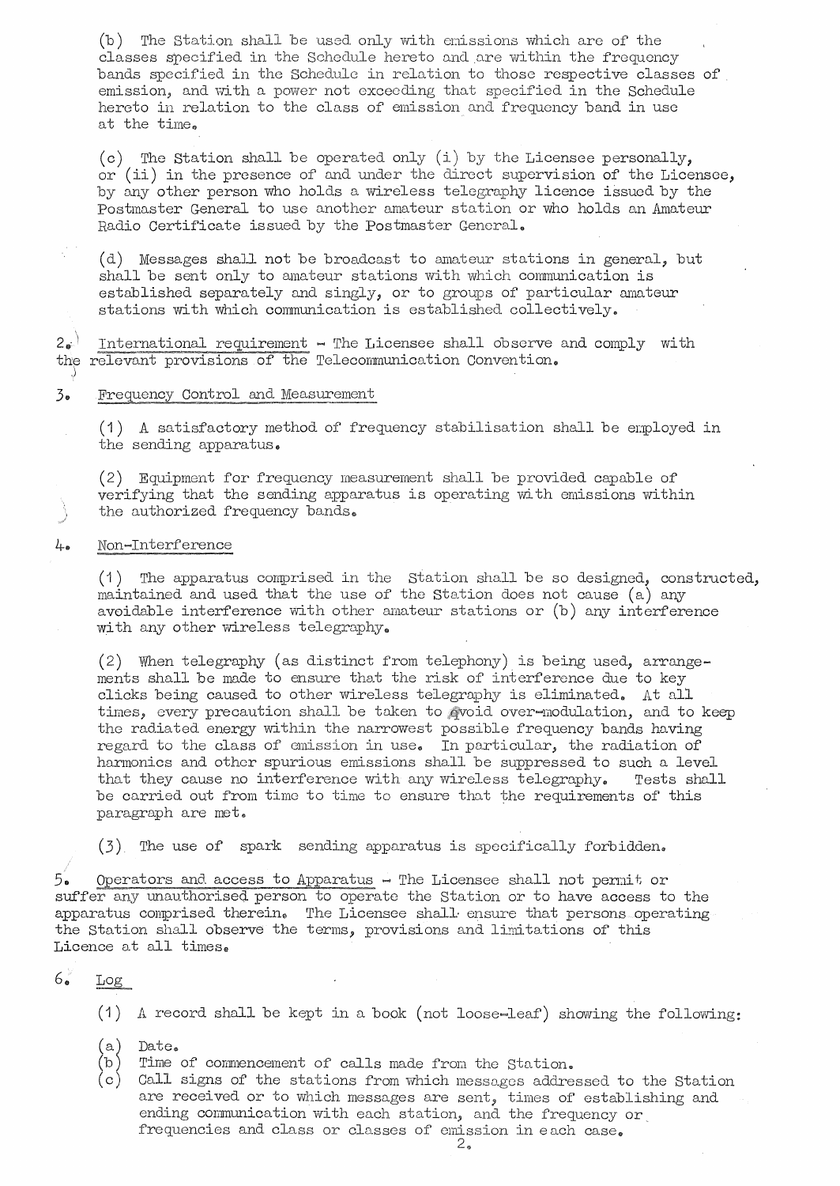(b) The Station shall be used only with emissions which are of the classes specified in the Schedule hereto and are within the frequency bands specified in the Schedule in relation to those respective classes of emission, and with a power not exceeding that specified in the Schedule hereto in relation to the class of emission and frequency band in use at the time.

(c) The Station shall be operated only (i) by the Licensee personally, or (ii) in the presence of and under the direct supervision of the Licensee, by any other person who holds a wireless telegraphy licence issued by the Postmaster General to use another amateur station or who holds an Amateur Radio Certificate issued by the Postmaster General.

(d) Messages shall not be broadcast to amateur stations in general, but shall be sent only to amateur stations with which communication is established separately and singly, or to groups of particular amateur stations with which communication is established collectively.

2. International requirement - The Licensee shall observe and comply with the relevant provisions of the Telecommunication Convention.

3. Frequency Control and Measurement

(1) A satisfactory method of frequency stabilisation shall be employed in the sending apparatus.

(2) Equipment for frequency measurement shall be provided capable of verifying that the sending apparatus is operating with emissions within the authorized frequency bands.

4. Non-Interference

(1) The apparatus comprised in the Station shall be so designed, constructed, maintained and used that the use of the Station does not cause (a) any avoidable interference with other amateur stations or (b) any interference with any other wireless telegraphy.

(2) When telegraphy (as distinct from telephony) is being used, arrangements shall be made to ensure that the risk of interference due to key clicks being caused to other wireless telegraphy is eliminated. At all times, every precaution shall be taken to avoid over-modulation, and to keep the radiated energy within the narrowest possible frequency bands having regard to the class of emission in use. In particular, the radiation of harmonics and other spurious emissions shall be suppressed to such a level that they cause no interference with any wireless telegraphy. Tests shall be carried out from time to time to ensure that the requirements of this paragraph are met.

(3) The use of spark sending apparatus is specifically forbidden.

5. Operators and access to Apparatus - The Licensee shall not permit or suffer any unauthorised person to operate the Station or to have access to the apparatus comprised therein. The Licensee shall ensure that persons operating the Station shall observe the terms, provisions and limitations of this Licence at all times.

6. Log

(1) A record shall be kept in a book (not loose-leaf) showing the following:

(a) Date.
(b) Time of commencement of calls made from the Station.
(c) Call signs of the stations from which messages addressed to the Station are received or to which messages are sent, times of establishing and ending communication with each station, and the frequency or frequencies and class or classes of emission in each case.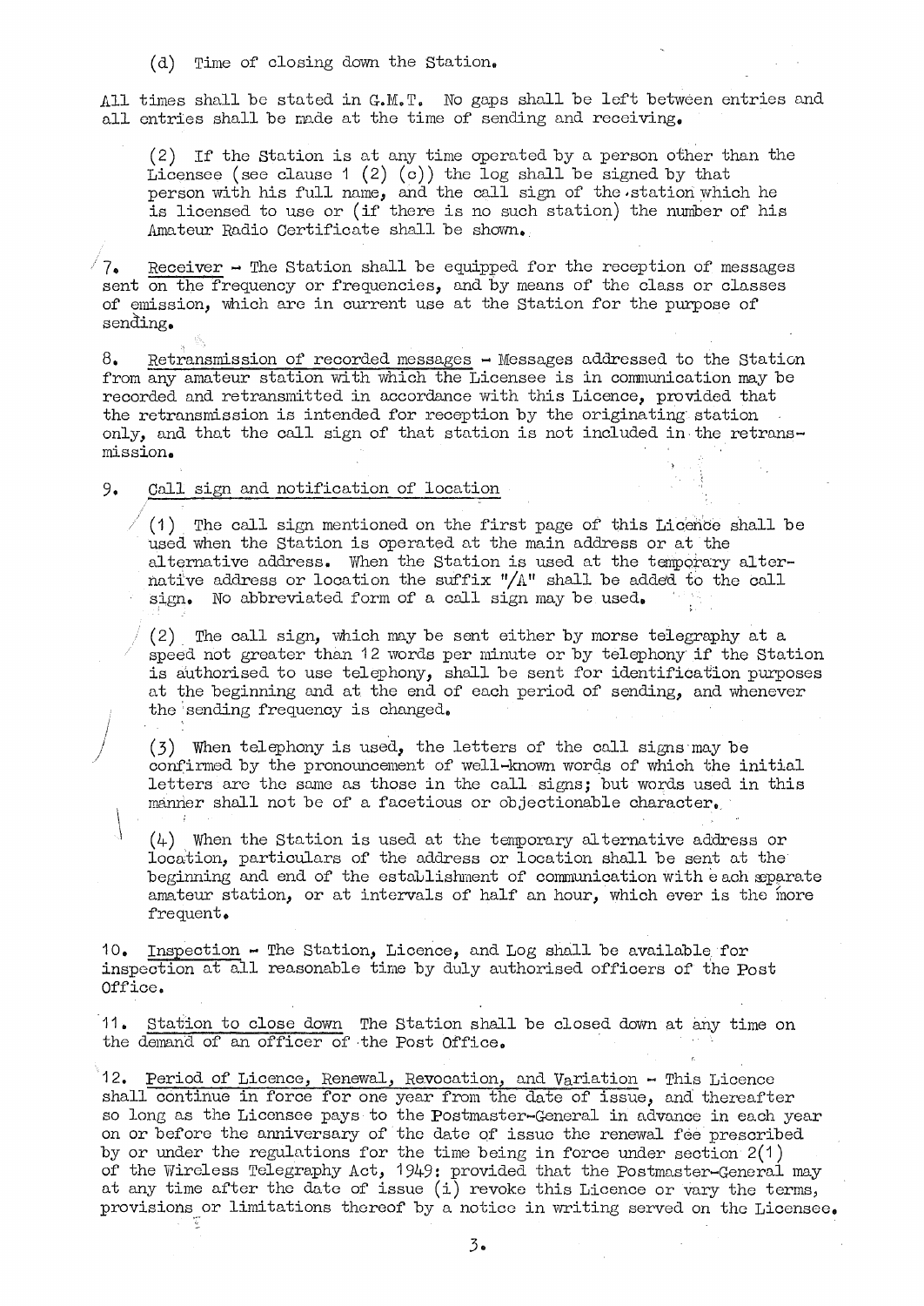(d) Time of closing down the Station.

All times shall be stated in G.M.T. No gaps shall be left between entries and all entries shall be made at the time of sending and receiving.

(2) If the Station is at any time operated by a person other than the Licensee (see clause 1 (2) (c)) the log shall be signed by that person with his full name, and the call sign of the station which he is licensed to use or (if there is no such station) the number of his Amateur Radio Certificate shall be shown.

7. Receiver - The Station shall be equipped for the reception of messages sent on the frequency or frequencies, and by means of the class or classes of emission, which are in current use at the Station for the purpose of sending.

8. Retransmission of recorded messages - Messages addressed to the Station from any amateur station with which the Licensee is in communication may be recorded and retransmitted in accordance with this Licence, provided that the retransmission is intended for reception by the originating station only, and that the call sign of that station is not included in the retransmission.

9. Call sign and notification of location

(1) The call sign mentioned on the first page of this Licence shall be used when the Station is operated at the main address or at the alternative address. When the Station is used at the temporary alternative address or location the suffix "/A" shall be added to the call sign. No abbreviated form of a call sign may be used.

(2) The call sign, which may be sent either by morse telegraphy at a speed not greater than 12 words per minute or by telephony if the Station is authorised to use telephony, shall be sent for identification purposes at the beginning and at the end of each period of sending, and whenever the sending frequency is changed.

(3) When telephony is used, the letters of the call signs may be confirmed by the pronouncement of well-known words of which the initial letters are the same as those in the call signs; but words used in this manner shall not be of a facetious or objectionable character.

(4) When the Station is used at the temporary alternative address or location, particulars of the address or location shall be sent at the beginning and end of the establishment of communication with each separate amateur station, or at intervals of half an hour, which ever is the more frequent.

10. Inspection - The Station, Licence, and Log shall be available for inspection at all reasonable time by duly authorised officers of the Post Office.

11. Station to close down The Station shall be closed down at any time on the demand of an officer of the Post Office.

12. Period of Licence, Renewal, Revocation, and Variation - This Licence shall continue in force for one year from the date of issue, and thereafter so long as the Licensee pays to the Postmaster-General in advance in each year on or before the anniversary of the date of issue the renewal fee prescribed by or under the regulations for the time being in force under section 2(1) of the Wireless Telegraphy Act, 1949: provided that the Postmaster-General may at any time after the date of issue (i) revoke this Licence or vary the terms, provisions or limitations thereof by a notice in writing served on the Licensee.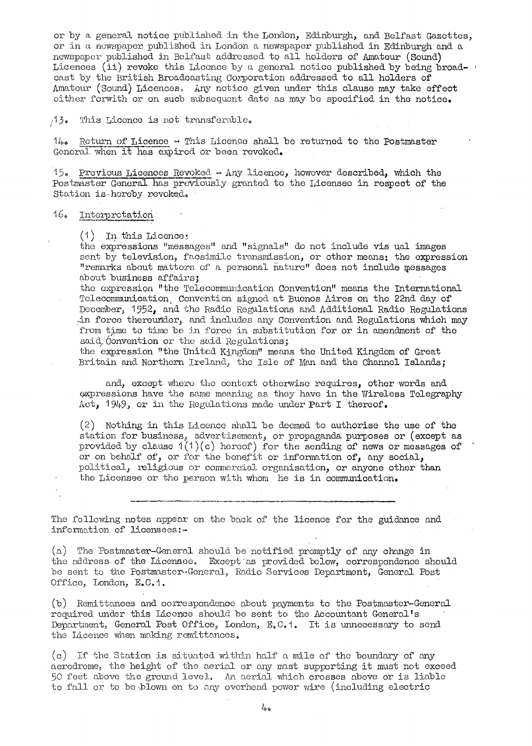or by a general notice published in the London, Edinburgh, and Belfast Gazettes, or in a newspaper published in London a newspaper published in Edinburgh and a newspaper published in Belfast addressed to all holders of Amateur (Sound) Licences (ii) revoke this Licence by a general notice published by being broadcast by the British Broadcasting Corporation addressed to all holders of Amateur (Sound) Licences. Any notice given under this clause may take effect either forwith or on such subsequent date as may be specified in the notice.

13. This Licence is not transferable.

14. Return of Licence - This Licence shall be returned to the Postmaster General when it has expired or been revoked.

15. Previous Licences Revoked - Any licence, however described, which the Postmaster General has previously granted to the Licensee in respect of the Station is hereby revoked.

16. Interpretation

(1) In this Licence:
the expressions "messages" and "signals" do not include vis ual images sent by television, facsimile transmission, or other means: the expression "remarks about matters of a personal nature" does not include messages about business affairs;
the expression "the Telecommunication Convention" means the International Telecommunication Convention signed at Buenos Aires on the 22nd day of December, 1952, and the Radio Regulations and Additional Radio Regulations in force thereunder, and includes any Convention and Regulations which may from time to time be in force in substitution for or in amendment of the said Convention or the said Regulations;
the expression "the United Kingdom" means the United Kingdom of Great Britain and Northern Ireland, the Isle of Man and the Channel Islands;

and, except where the context otherwise requires, other words and expressions have the same meaning as they have in the Wireless Telegraphy Act, 1949, or in the Regulations made under Part I thereof.

(2) Nothing in this Licence shall be deemed to authorise the use of the station for business, advertisement, or propaganda purposes or (except as provided by clause 1(1)(c) hereof) for the sending of news or messages of or on behalf of, or for the benefit or information of, any social, political, religious or commercial organisation, or anyone other than the Licensee or the person with whom he is in communication.

---

The following notes appear on the back of the licence for the guidance and information of licensees:-

(a) The Postmaster-General should be notified promptly of any change in the address of the Licensee. Except as provided below, correspondence should be sent to the Postmaster-General, Radio Services Department, General Post Office, London, E.C.1.

(b) Remittances and correspondence about payments to the Postmaster-General required under this Licence should be sent to the Accountant General's Department, General Post Office, London, E.C.1. It is unnecessary to send the Licence when making remittances.

(c) If the Station is situated within half a mile of the boundary of any aerodrome, the height of the aerial or any mast supporting it must not exceed 50 feet above the ground level. An aerial which crosses above or is liable to fall or to be blown on to any overhead power wire (including electric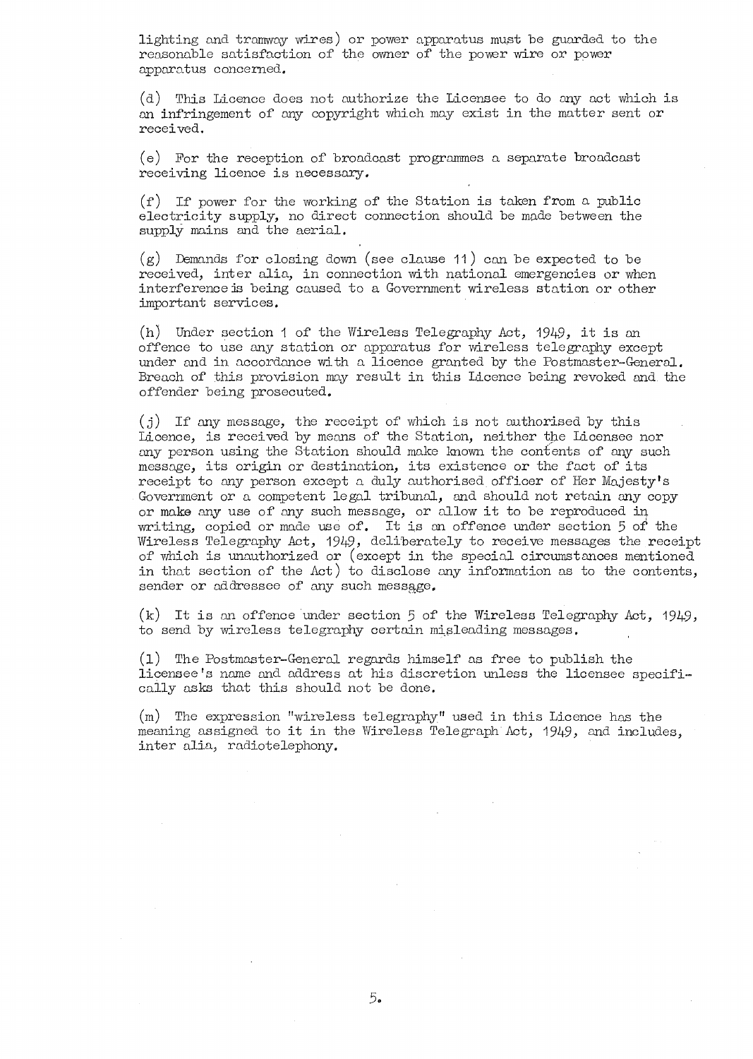lighting and tramway wires) or power apparatus must be guarded to the reasonable satisfaction of the owner of the power wire or power apparatus concerned.

(d) This Licence does not authorize the Licensee to do any act which is an infringement of any copyright which may exist in the matter sent or received.

(e) For the reception of broadcast programmes a separate broadcast receiving licence is necessary.

(f) If power for the working of the Station is taken from a public electricity supply, no direct connection should be made between the supply mains and the aerial.

(g) Demands for closing down (see clause 11) can be expected to be received, inter alia, in connection with national emergencies or when interference is being caused to a Government wireless station or other important services.

(h) Under section 1 of the Wireless Telegraphy Act, 1949, it is an offence to use any station or apparatus for wireless telegraphy except under and in accordance with a licence granted by the Postmaster-General. Breach of this provision may result in this Licence being revoked and the offender being prosecuted.

(j) If any message, the receipt of which is not authorised by this Licence, is received by means of the Station, neither the Licensee nor any person using the Station should make known the contents of any such message, its origin or destination, its existence or the fact of its receipt to any person except a duly authorised officer of Her Majesty's Government or a competent legal tribunal, and should not retain any copy or make any use of any such message, or allow it to be reproduced in writing, copied or made use of. It is an offence under section 5 of the Wireless Telegraphy Act, 1949, deliberately to receive messages the receipt of which is unauthorized or (except in the special circumstances mentioned in that section of the Act) to disclose any information as to the contents, sender or addressee of any such message.

(k) It is an offence under section 5 of the Wireless Telegraphy Act, 1949, to send by wireless telegraphy certain misleading messages.

(l) The Postmaster-General regards himself as free to publish the licensee's name and address at his discretion unless the licensee specifically asks that this should not be done.

(m) The expression "wireless telegraphy" used in this Licence has the meaning assigned to it in the Wireless Telegraph Act, 1949, and includes, inter alia, radiotelephony.